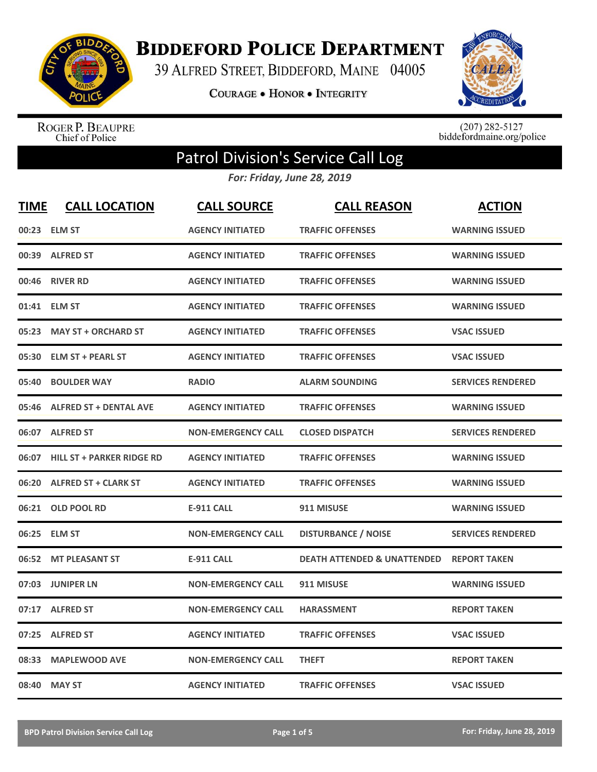# Biddeford Police Department

39 Alfred Street, Biddeford, Maine 04005

Courage • Honor • Integrity

Roger P. Beaupre
Chief of Police

(207) 282-5127
biddefordmaine.org/police

## Patrol Division's Service Call Log

*For: Friday, June 28, 2019*

| TIME | CALL LOCATION | CALL SOURCE | CALL REASON | ACTION |
|---|---|---|---|---|
| 00:23 | ELM ST | AGENCY INITIATED | TRAFFIC OFFENSES | WARNING ISSUED |
| 00:39 | ALFRED ST | AGENCY INITIATED | TRAFFIC OFFENSES | WARNING ISSUED |
| 00:46 | RIVER RD | AGENCY INITIATED | TRAFFIC OFFENSES | WARNING ISSUED |
| 01:41 | ELM ST | AGENCY INITIATED | TRAFFIC OFFENSES | WARNING ISSUED |
| 05:23 | MAY ST + ORCHARD ST | AGENCY INITIATED | TRAFFIC OFFENSES | VSAC ISSUED |
| 05:30 | ELM ST + PEARL ST | AGENCY INITIATED | TRAFFIC OFFENSES | VSAC ISSUED |
| 05:40 | BOULDER WAY | RADIO | ALARM SOUNDING | SERVICES RENDERED |
| 05:46 | ALFRED ST + DENTAL AVE | AGENCY INITIATED | TRAFFIC OFFENSES | WARNING ISSUED |
| 06:07 | ALFRED ST | NON-EMERGENCY CALL | CLOSED DISPATCH | SERVICES RENDERED |
| 06:07 | HILL ST + PARKER RIDGE RD | AGENCY INITIATED | TRAFFIC OFFENSES | WARNING ISSUED |
| 06:20 | ALFRED ST + CLARK ST | AGENCY INITIATED | TRAFFIC OFFENSES | WARNING ISSUED |
| 06:21 | OLD POOL RD | E-911 CALL | 911 MISUSE | WARNING ISSUED |
| 06:25 | ELM ST | NON-EMERGENCY CALL | DISTURBANCE / NOISE | SERVICES RENDERED |
| 06:52 | MT PLEASANT ST | E-911 CALL | DEATH ATTENDED & UNATTENDED | REPORT TAKEN |
| 07:03 | JUNIPER LN | NON-EMERGENCY CALL | 911 MISUSE | WARNING ISSUED |
| 07:17 | ALFRED ST | NON-EMERGENCY CALL | HARASSMENT | REPORT TAKEN |
| 07:25 | ALFRED ST | AGENCY INITIATED | TRAFFIC OFFENSES | VSAC ISSUED |
| 08:33 | MAPLEWOOD AVE | NON-EMERGENCY CALL | THEFT | REPORT TAKEN |
| 08:40 | MAY ST | AGENCY INITIATED | TRAFFIC OFFENSES | VSAC ISSUED |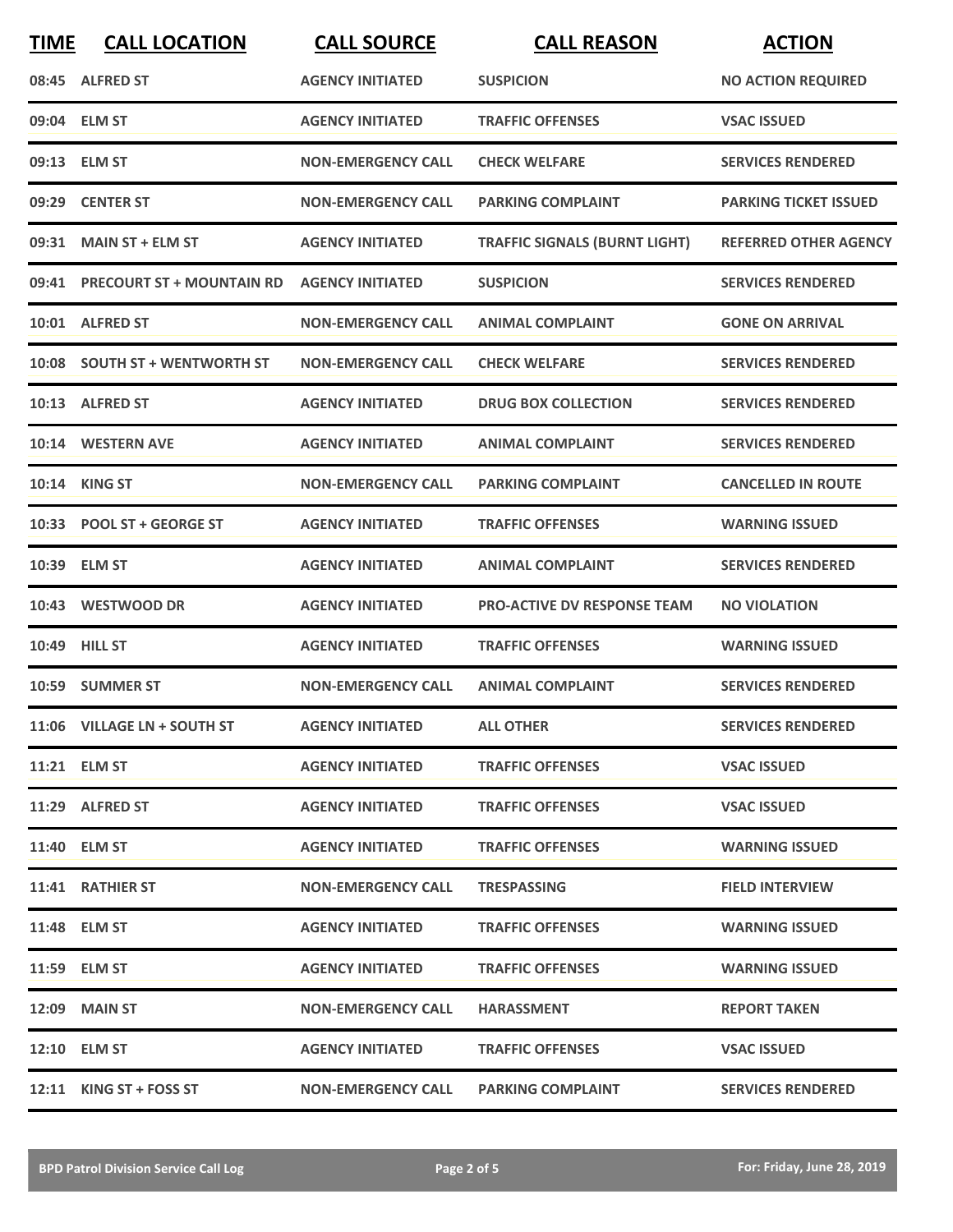| TIME | CALL LOCATION | CALL SOURCE | CALL REASON | ACTION |
|---|---|---|---|---|
| 08:45 | ALFRED ST | AGENCY INITIATED | SUSPICION | NO ACTION REQUIRED |
| 09:04 | ELM ST | AGENCY INITIATED | TRAFFIC OFFENSES | VSAC ISSUED |
| 09:13 | ELM ST | NON-EMERGENCY CALL | CHECK WELFARE | SERVICES RENDERED |
| 09:29 | CENTER ST | NON-EMERGENCY CALL | PARKING COMPLAINT | PARKING TICKET ISSUED |
| 09:31 | MAIN ST + ELM ST | AGENCY INITIATED | TRAFFIC SIGNALS (BURNT LIGHT) | REFERRED OTHER AGENCY |
| 09:41 | PRECOURT ST + MOUNTAIN RD | AGENCY INITIATED | SUSPICION | SERVICES RENDERED |
| 10:01 | ALFRED ST | NON-EMERGENCY CALL | ANIMAL COMPLAINT | GONE ON ARRIVAL |
| 10:08 | SOUTH ST + WENTWORTH ST | NON-EMERGENCY CALL | CHECK WELFARE | SERVICES RENDERED |
| 10:13 | ALFRED ST | AGENCY INITIATED | DRUG BOX COLLECTION | SERVICES RENDERED |
| 10:14 | WESTERN AVE | AGENCY INITIATED | ANIMAL COMPLAINT | SERVICES RENDERED |
| 10:14 | KING ST | NON-EMERGENCY CALL | PARKING COMPLAINT | CANCELLED IN ROUTE |
| 10:33 | POOL ST + GEORGE ST | AGENCY INITIATED | TRAFFIC OFFENSES | WARNING ISSUED |
| 10:39 | ELM ST | AGENCY INITIATED | ANIMAL COMPLAINT | SERVICES RENDERED |
| 10:43 | WESTWOOD DR | AGENCY INITIATED | PRO-ACTIVE DV RESPONSE TEAM | NO VIOLATION |
| 10:49 | HILL ST | AGENCY INITIATED | TRAFFIC OFFENSES | WARNING ISSUED |
| 10:59 | SUMMER ST | NON-EMERGENCY CALL | ANIMAL COMPLAINT | SERVICES RENDERED |
| 11:06 | VILLAGE LN + SOUTH ST | AGENCY INITIATED | ALL OTHER | SERVICES RENDERED |
| 11:21 | ELM ST | AGENCY INITIATED | TRAFFIC OFFENSES | VSAC ISSUED |
| 11:29 | ALFRED ST | AGENCY INITIATED | TRAFFIC OFFENSES | VSAC ISSUED |
| 11:40 | ELM ST | AGENCY INITIATED | TRAFFIC OFFENSES | WARNING ISSUED |
| 11:41 | RATHIER ST | NON-EMERGENCY CALL | TRESPASSING | FIELD INTERVIEW |
| 11:48 | ELM ST | AGENCY INITIATED | TRAFFIC OFFENSES | WARNING ISSUED |
| 11:59 | ELM ST | AGENCY INITIATED | TRAFFIC OFFENSES | WARNING ISSUED |
| 12:09 | MAIN ST | NON-EMERGENCY CALL | HARASSMENT | REPORT TAKEN |
| 12:10 | ELM ST | AGENCY INITIATED | TRAFFIC OFFENSES | VSAC ISSUED |
| 12:11 | KING ST + FOSS ST | NON-EMERGENCY CALL | PARKING COMPLAINT | SERVICES RENDERED |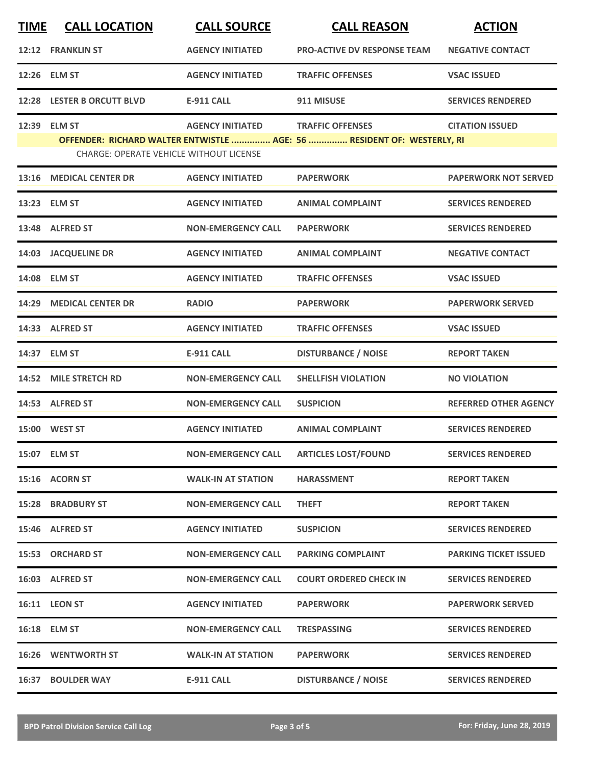| TIME | CALL LOCATION | CALL SOURCE | CALL REASON | ACTION |
|---|---|---|---|---|
| 12:12 | FRANKLIN ST | AGENCY INITIATED | PRO-ACTIVE DV RESPONSE TEAM | NEGATIVE CONTACT |
| 12:26 | ELM ST | AGENCY INITIATED | TRAFFIC OFFENSES | VSAC ISSUED |
| 12:28 | LESTER B ORCUTT BLVD | E-911 CALL | 911 MISUSE | SERVICES RENDERED |
| 12:39 | ELM ST | AGENCY INITIATED | TRAFFIC OFFENSES | CITATION ISSUED |
| | OFFENDER: RICHARD WALTER ENTWISTLE ............... AGE: 56 ............... RESIDENT OF: WESTERLY, RI | | | |
| | CHARGE: OPERATE VEHICLE WITHOUT LICENSE | | | |
| 13:16 | MEDICAL CENTER DR | AGENCY INITIATED | PAPERWORK | PAPERWORK NOT SERVED |
| 13:23 | ELM ST | AGENCY INITIATED | ANIMAL COMPLAINT | SERVICES RENDERED |
| 13:48 | ALFRED ST | NON-EMERGENCY CALL | PAPERWORK | SERVICES RENDERED |
| 14:03 | JACQUELINE DR | AGENCY INITIATED | ANIMAL COMPLAINT | NEGATIVE CONTACT |
| 14:08 | ELM ST | AGENCY INITIATED | TRAFFIC OFFENSES | VSAC ISSUED |
| 14:29 | MEDICAL CENTER DR | RADIO | PAPERWORK | PAPERWORK SERVED |
| 14:33 | ALFRED ST | AGENCY INITIATED | TRAFFIC OFFENSES | VSAC ISSUED |
| 14:37 | ELM ST | E-911 CALL | DISTURBANCE / NOISE | REPORT TAKEN |
| 14:52 | MILE STRETCH RD | NON-EMERGENCY CALL | SHELLFISH VIOLATION | NO VIOLATION |
| 14:53 | ALFRED ST | NON-EMERGENCY CALL | SUSPICION | REFERRED OTHER AGENCY |
| 15:00 | WEST ST | AGENCY INITIATED | ANIMAL COMPLAINT | SERVICES RENDERED |
| 15:07 | ELM ST | NON-EMERGENCY CALL | ARTICLES LOST/FOUND | SERVICES RENDERED |
| 15:16 | ACORN ST | WALK-IN AT STATION | HARASSMENT | REPORT TAKEN |
| 15:28 | BRADBURY ST | NON-EMERGENCY CALL | THEFT | REPORT TAKEN |
| 15:46 | ALFRED ST | AGENCY INITIATED | SUSPICION | SERVICES RENDERED |
| 15:53 | ORCHARD ST | NON-EMERGENCY CALL | PARKING COMPLAINT | PARKING TICKET ISSUED |
| 16:03 | ALFRED ST | NON-EMERGENCY CALL | COURT ORDERED CHECK IN | SERVICES RENDERED |
| 16:11 | LEON ST | AGENCY INITIATED | PAPERWORK | PAPERWORK SERVED |
| 16:18 | ELM ST | NON-EMERGENCY CALL | TRESPASSING | SERVICES RENDERED |
| 16:26 | WENTWORTH ST | WALK-IN AT STATION | PAPERWORK | SERVICES RENDERED |
| 16:37 | BOULDER WAY | E-911 CALL | DISTURBANCE / NOISE | SERVICES RENDERED |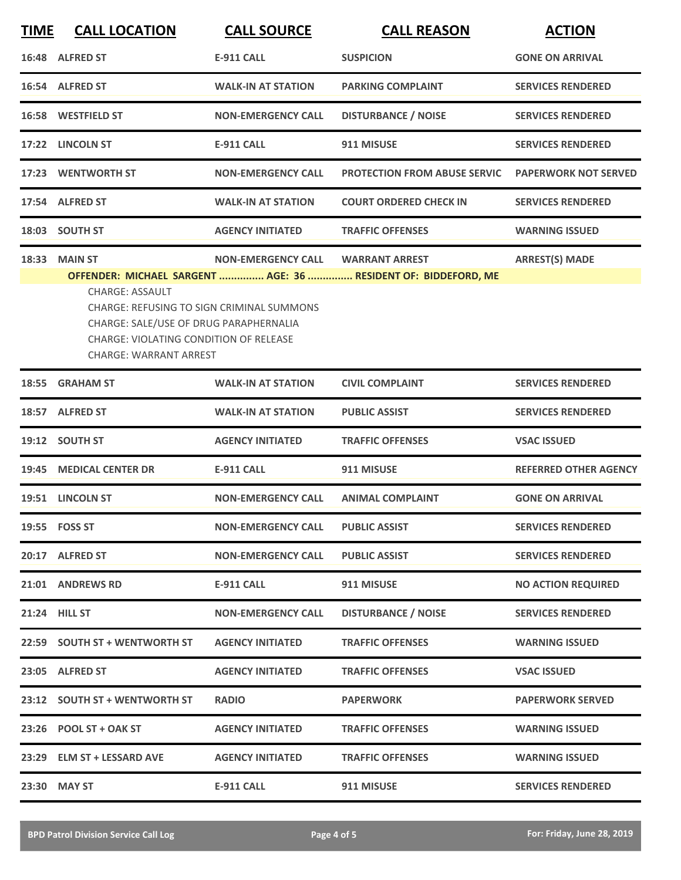| TIME | CALL LOCATION | CALL SOURCE | CALL REASON | ACTION |
|---|---|---|---|---|
| 16:48 | ALFRED ST | E-911 CALL | SUSPICION | GONE ON ARRIVAL |
| 16:54 | ALFRED ST | WALK-IN AT STATION | PARKING COMPLAINT | SERVICES RENDERED |
| 16:58 | WESTFIELD ST | NON-EMERGENCY CALL | DISTURBANCE / NOISE | SERVICES RENDERED |
| 17:22 | LINCOLN ST | E-911 CALL | 911 MISUSE | SERVICES RENDERED |
| 17:23 | WENTWORTH ST | NON-EMERGENCY CALL | PROTECTION FROM ABUSE SERVIC | PAPERWORK NOT SERVED |
| 17:54 | ALFRED ST | WALK-IN AT STATION | COURT ORDERED CHECK IN | SERVICES RENDERED |
| 18:03 | SOUTH ST | AGENCY INITIATED | TRAFFIC OFFENSES | WARNING ISSUED |
| 18:33 | MAIN ST | NON-EMERGENCY CALL | WARRANT ARREST | ARREST(S) MADE |

**OFFENDER: MICHAEL SARGENT ............... AGE: 36 ............... RESIDENT OF: BIDDEFORD, ME**

CHARGE: ASSAULT
CHARGE: REFUSING TO SIGN CRIMINAL SUMMONS
CHARGE: SALE/USE OF DRUG PARAPHERNALIA
CHARGE: VIOLATING CONDITION OF RELEASE
CHARGE: WARRANT ARREST

| TIME | CALL LOCATION | CALL SOURCE | CALL REASON | ACTION |
|---|---|---|---|---|
| 18:55 | GRAHAM ST | WALK-IN AT STATION | CIVIL COMPLAINT | SERVICES RENDERED |
| 18:57 | ALFRED ST | WALK-IN AT STATION | PUBLIC ASSIST | SERVICES RENDERED |
| 19:12 | SOUTH ST | AGENCY INITIATED | TRAFFIC OFFENSES | VSAC ISSUED |
| 19:45 | MEDICAL CENTER DR | E-911 CALL | 911 MISUSE | REFERRED OTHER AGENCY |
| 19:51 | LINCOLN ST | NON-EMERGENCY CALL | ANIMAL COMPLAINT | GONE ON ARRIVAL |
| 19:55 | FOSS ST | NON-EMERGENCY CALL | PUBLIC ASSIST | SERVICES RENDERED |
| 20:17 | ALFRED ST | NON-EMERGENCY CALL | PUBLIC ASSIST | SERVICES RENDERED |
| 21:01 | ANDREWS RD | E-911 CALL | 911 MISUSE | NO ACTION REQUIRED |
| 21:24 | HILL ST | NON-EMERGENCY CALL | DISTURBANCE / NOISE | SERVICES RENDERED |
| 22:59 | SOUTH ST + WENTWORTH ST | AGENCY INITIATED | TRAFFIC OFFENSES | WARNING ISSUED |
| 23:05 | ALFRED ST | AGENCY INITIATED | TRAFFIC OFFENSES | VSAC ISSUED |
| 23:12 | SOUTH ST + WENTWORTH ST | RADIO | PAPERWORK | PAPERWORK SERVED |
| 23:26 | POOL ST + OAK ST | AGENCY INITIATED | TRAFFIC OFFENSES | WARNING ISSUED |
| 23:29 | ELM ST + LESSARD AVE | AGENCY INITIATED | TRAFFIC OFFENSES | WARNING ISSUED |
| 23:30 | MAY ST | E-911 CALL | 911 MISUSE | SERVICES RENDERED |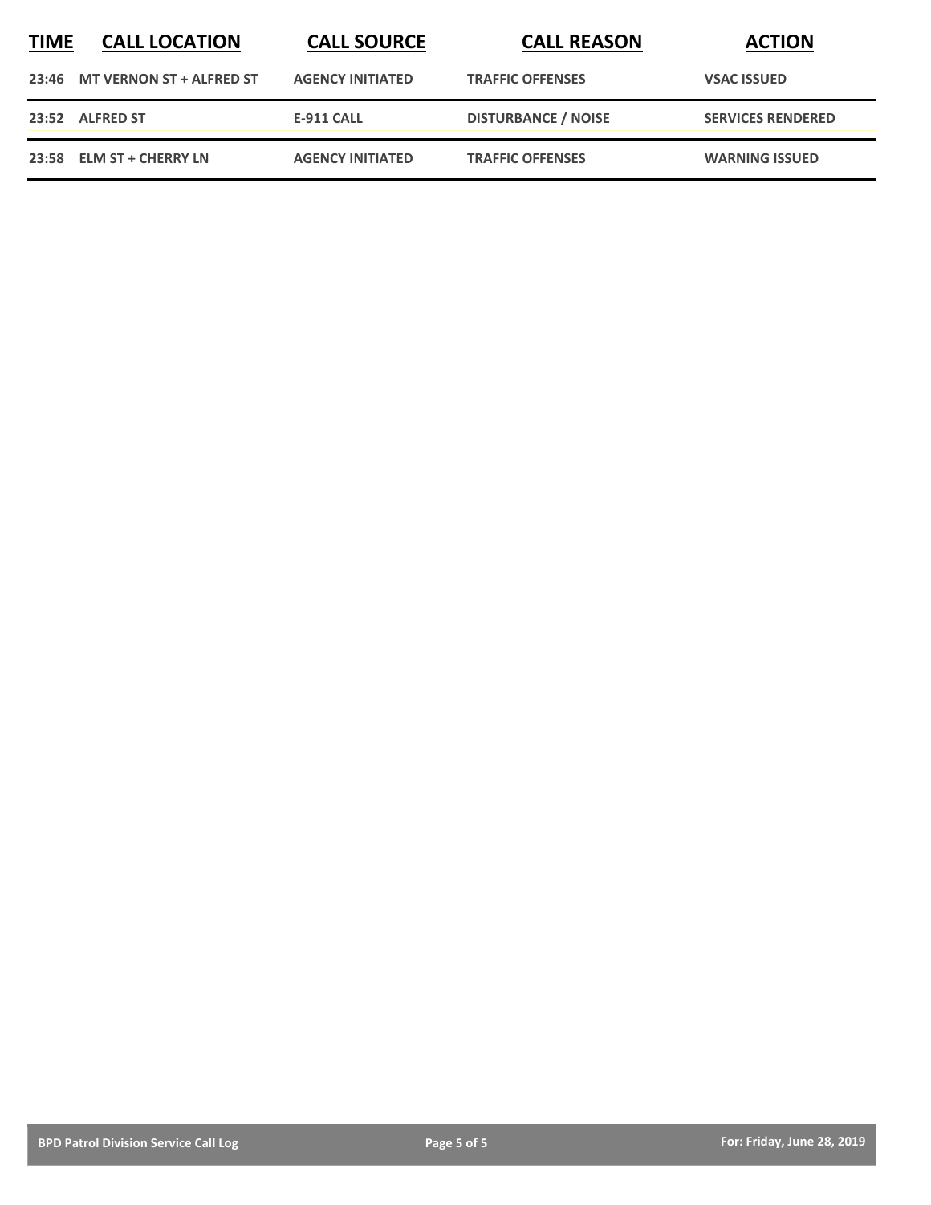| TIME | CALL LOCATION | CALL SOURCE | CALL REASON | ACTION |
| --- | --- | --- | --- | --- |
| 23:46 | MT VERNON ST + ALFRED ST | AGENCY INITIATED | TRAFFIC OFFENSES | VSAC ISSUED |
| 23:52 | ALFRED ST | E-911 CALL | DISTURBANCE / NOISE | SERVICES RENDERED |
| 23:58 | ELM ST + CHERRY LN | AGENCY INITIATED | TRAFFIC OFFENSES | WARNING ISSUED |